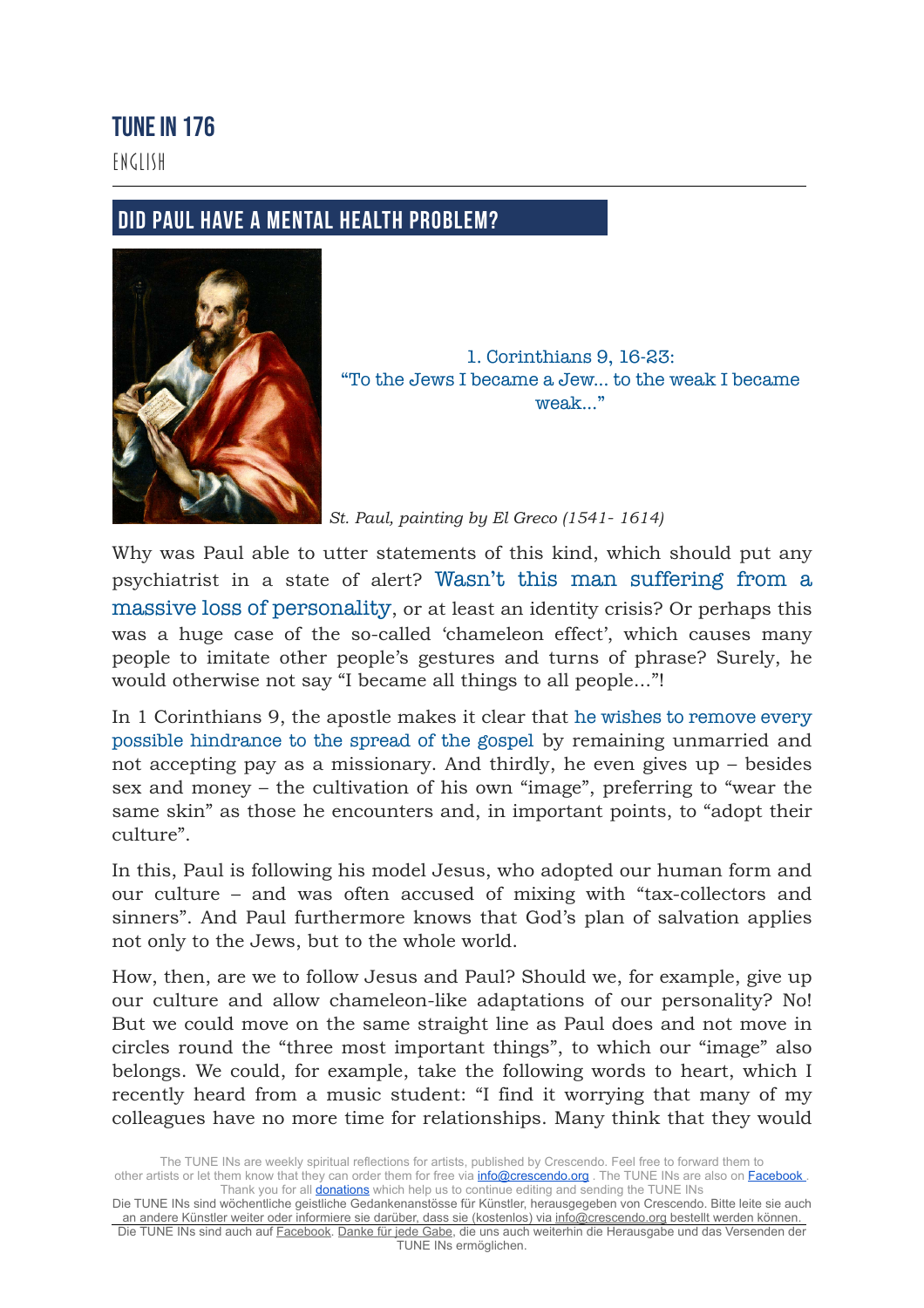# TUNE IN 176

ENGLISH

## DID PAUL HAVE A MENTAL HEALTH PROBLEM?

1. Corinthians 9, 16-23:
"To the Jews I became a Jew... to the weak I became weak..."

*St. Paul, painting by El Greco (1541- 1614)*

Why was Paul able to utter statements of this kind, which should put any psychiatrist in a state of alert? Wasn't this man suffering from a massive loss of personality, or at least an identity crisis? Or perhaps this was a huge case of the so-called 'chameleon effect', which causes many people to imitate other people's gestures and turns of phrase? Surely, he would otherwise not say "I became all things to all people..."!

In 1 Corinthians 9, the apostle makes it clear that he wishes to remove every possible hindrance to the spread of the gospel by remaining unmarried and not accepting pay as a missionary. And thirdly, he even gives up – besides sex and money – the cultivation of his own "image", preferring to "wear the same skin" as those he encounters and, in important points, to "adopt their culture".

In this, Paul is following his model Jesus, who adopted our human form and our culture – and was often accused of mixing with "tax-collectors and sinners". And Paul furthermore knows that God's plan of salvation applies not only to the Jews, but to the whole world.

How, then, are we to follow Jesus and Paul? Should we, for example, give up our culture and allow chameleon-like adaptations of our personality? No! But we could move on the same straight line as Paul does and not move in circles round the "three most important things", to which our "image" also belongs. We could, for example, take the following words to heart, which I recently heard from a music student: "I find it worrying that many of my colleagues have no more time for relationships. Many think that they would

The TUNE INs are weekly spiritual reflections for artists, published by Crescendo. Feel free to forward them to other artists or let them know that they can order them for free via info@crescendo.org . The TUNE INs are also on Facebook . Thank you for all donations which help us to continue editing and sending the TUNE INs

Die TUNE INs sind wöchentliche geistliche Gedankenanstösse für Künstler, herausgegeben von Crescendo. Bitte leite sie auch an andere Künstler weiter oder informiere sie darüber, dass sie (kostenlos) via info@crescendo.org bestellt werden können. Die TUNE INs sind auch auf Facebook. Danke für jede Gabe, die uns auch weiterhin die Herausgabe und das Versenden der TUNE INs ermöglichen.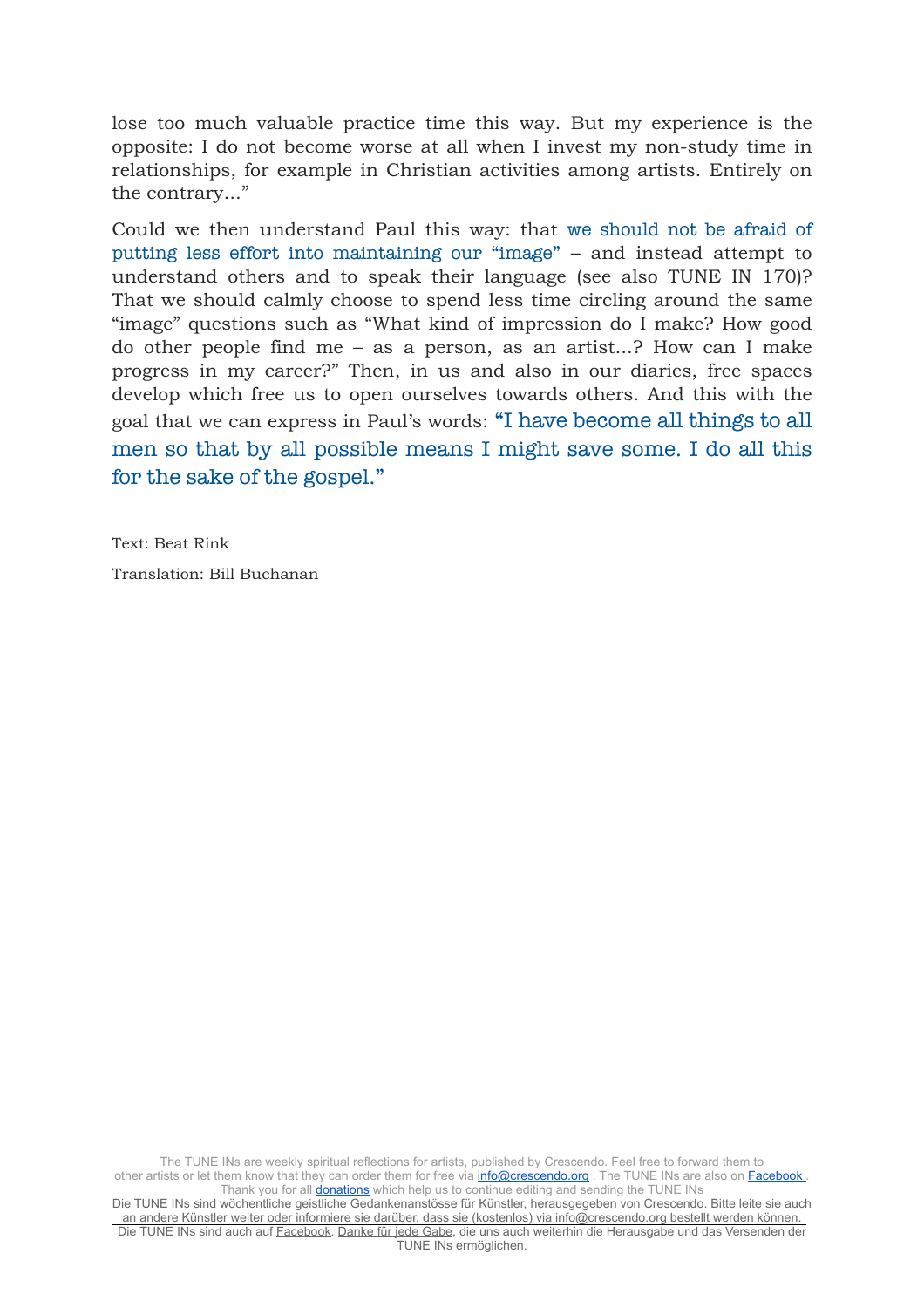lose too much valuable practice time this way. But my experience is the opposite: I do not become worse at all when I invest my non-study time in relationships, for example in Christian activities among artists. Entirely on the contrary…"

Could we then understand Paul this way: that we should not be afraid of putting less effort into maintaining our "image" – and instead attempt to understand others and to speak their language (see also TUNE IN 170)? That we should calmly choose to spend less time circling around the same "image" questions such as "What kind of impression do I make? How good do other people find me – as a person, as an artist…? How can I make progress in my career?" Then, in us and also in our diaries, free spaces develop which free us to open ourselves towards others. And this with the goal that we can express in Paul's words: "I have become all things to all men so that by all possible means I might save some. I do all this for the sake of the gospel."

Text: Beat Rink

Translation: Bill Buchanan

The TUNE INs are weekly spiritual reflections for artists, published by Crescendo. Feel free to forward them to other artists or let them know that they can order them for free via info@crescendo.org . The TUNE INs are also on Facebook . Thank you for all donations which help us to continue editing and sending the TUNE INs

Die TUNE INs sind wöchentliche geistliche Gedankenanstösse für Künstler, herausgegeben von Crescendo. Bitte leite sie auch an andere Künstler weiter oder informiere sie darüber, dass sie (kostenlos) via info@crescendo.org bestellt werden können. Die TUNE INs sind auch auf Facebook. Danke für jede Gabe, die uns auch weiterhin die Herausgabe und das Versenden der TUNE INs ermöglichen.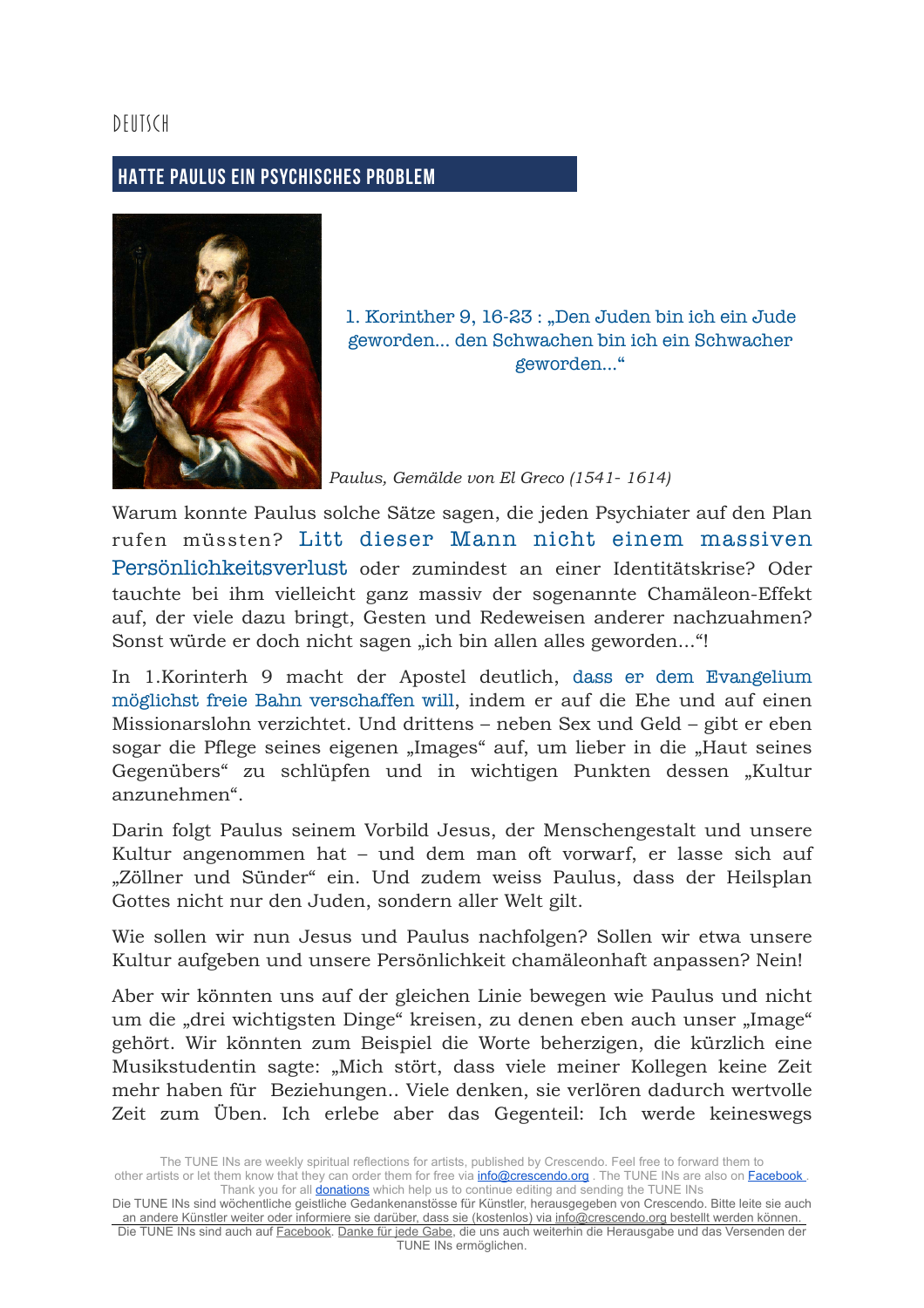DEUTSCH

## HATTE PAULUS EIN PSYCHISCHES PROBLEM

1. Korinther 9, 16-23 : „Den Juden bin ich ein Jude geworden… den Schwachen bin ich ein Schwacher geworden…"

*Paulus, Gemälde von El Greco (1541- 1614)*

Warum konnte Paulus solche Sätze sagen, die jeden Psychiater auf den Plan rufen müssten? Litt dieser Mann nicht einem massiven Persönlichkeitsverlust oder zumindest an einer Identitätskrise? Oder tauchte bei ihm vielleicht ganz massiv der sogenannte Chamäleon-Effekt auf, der viele dazu bringt, Gesten und Redeweisen anderer nachzuahmen? Sonst würde er doch nicht sagen „ich bin allen alles geworden…"!

In 1.Korinterh 9 macht der Apostel deutlich, dass er dem Evangelium möglichst freie Bahn verschaffen will, indem er auf die Ehe und auf einen Missionarslohn verzichtet. Und drittens – neben Sex und Geld – gibt er eben sogar die Pflege seines eigenen „Images" auf, um lieber in die „Haut seines Gegenübers" zu schlüpfen und in wichtigen Punkten dessen „Kultur anzunehmen".

Darin folgt Paulus seinem Vorbild Jesus, der Menschengestalt und unsere Kultur angenommen hat – und dem man oft vorwarf, er lasse sich auf „Zöllner und Sünder" ein. Und zudem weiss Paulus, dass der Heilsplan Gottes nicht nur den Juden, sondern aller Welt gilt.

Wie sollen wir nun Jesus und Paulus nachfolgen? Sollen wir etwa unsere Kultur aufgeben und unsere Persönlichkeit chamäleonhaft anpassen? Nein!

Aber wir könnten uns auf der gleichen Linie bewegen wie Paulus und nicht um die „drei wichtigsten Dinge" kreisen, zu denen eben auch unser „Image" gehört. Wir könnten zum Beispiel die Worte beherzigen, die kürzlich eine Musikstudentin sagte: „Mich stört, dass viele meiner Kollegen keine Zeit mehr haben für Beziehungen.. Viele denken, sie verlören dadurch wertvolle Zeit zum Üben. Ich erlebe aber das Gegenteil: Ich werde keineswegs

The TUNE INs are weekly spiritual reflections for artists, published by Crescendo. Feel free to forward them to other artists or let them know that they can order them for free via info@crescendo.org . The TUNE INs are also on Facebook . Thank you for all donations which help us to continue editing and sending the TUNE INs
Die TUNE INs sind wöchentliche geistliche Gedankenanstösse für Künstler, herausgegeben von Crescendo. Bitte leite sie auch an andere Künstler weiter oder informiere sie darüber, dass sie (kostenlos) via info@crescendo.org bestellt werden können. Die TUNE INs sind auch auf Facebook. Danke für jede Gabe, die uns auch weiterhin die Herausgabe und das Versenden der TUNE INs ermöglichen.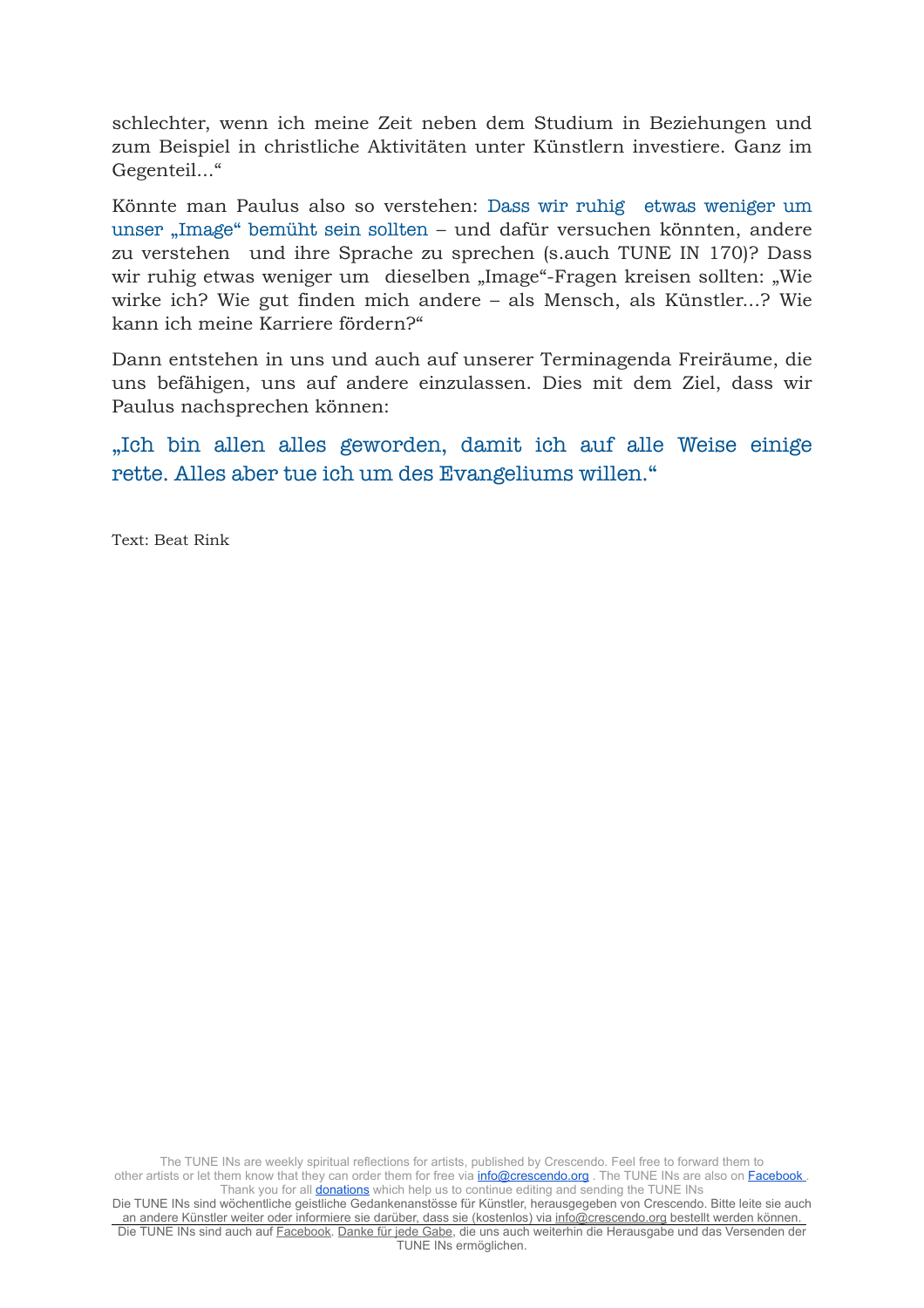schlechter, wenn ich meine Zeit neben dem Studium in Beziehungen und zum Beispiel in christliche Aktivitäten unter Künstlern investiere. Ganz im Gegenteil...“

Könnte man Paulus also so verstehen: Dass wir ruhig etwas weniger um unser „Image“ bemüht sein sollten – und dafür versuchen könnten, andere zu verstehen und ihre Sprache zu sprechen (s.auch TUNE IN 170)? Dass wir ruhig etwas weniger um dieselben „Image“-Fragen kreisen sollten: „Wie wirke ich? Wie gut finden mich andere – als Mensch, als Künstler...? Wie kann ich meine Karriere fördern?“

Dann entstehen in uns und auch auf unserer Terminagenda Freiräume, die uns befähigen, uns auf andere einzulassen. Dies mit dem Ziel, dass wir Paulus nachsprechen können:

„Ich bin allen alles geworden, damit ich auf alle Weise einige rette. Alles aber tue ich um des Evangeliums willen.“

Text: Beat Rink

The TUNE INs are weekly spiritual reflections for artists, published by Crescendo. Feel free to forward them to other artists or let them know that they can order them for free via info@crescendo.org . The TUNE INs are also on Facebook . Thank you for all donations which help us to continue editing and sending the TUNE INs

Die TUNE INs sind wöchentliche geistliche Gedankenanstösse für Künstler, herausgegeben von Crescendo. Bitte leite sie auch an andere Künstler weiter oder informiere sie darüber, dass sie (kostenlos) via info@crescendo.org bestellt werden können. Die TUNE INs sind auch auf Facebook. Danke für jede Gabe, die uns auch weiterhin die Herausgabe und das Versenden der TUNE INs ermöglichen.